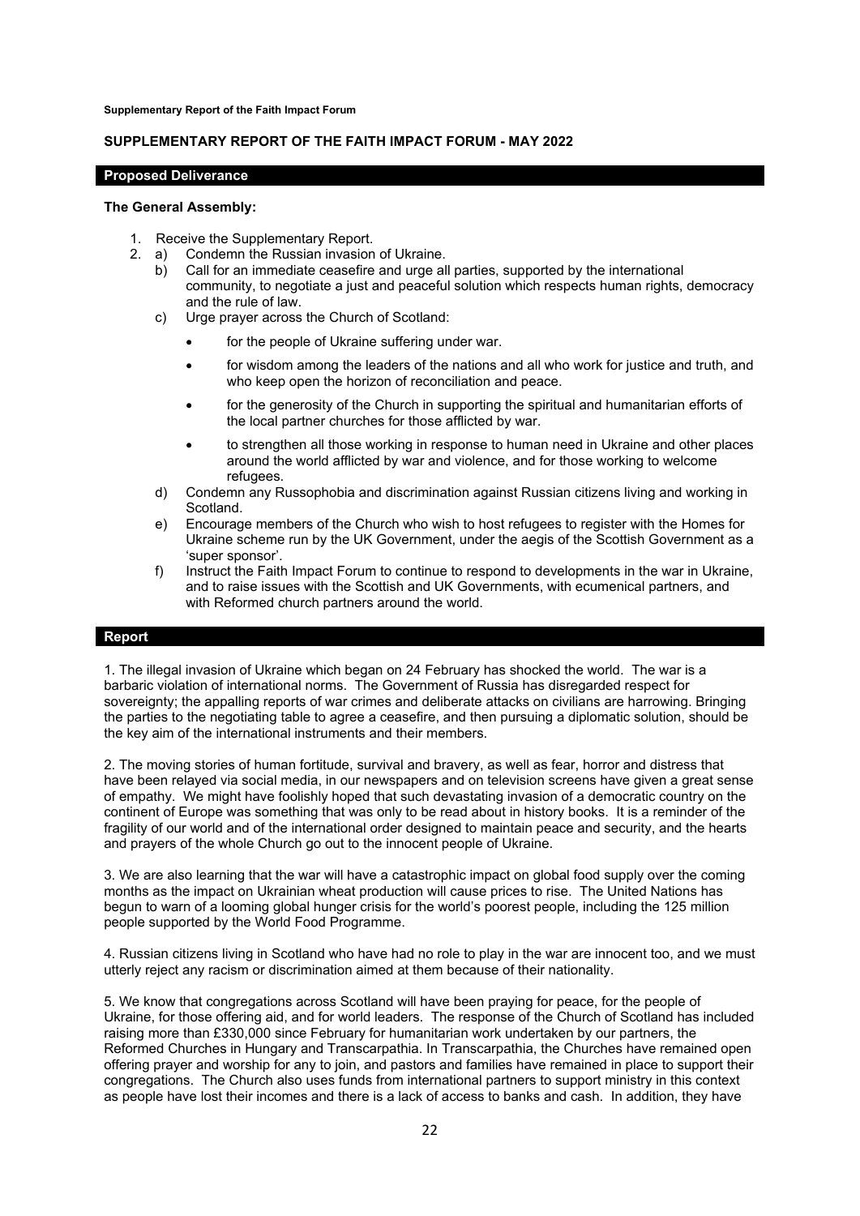# SUPPLEMENTARY REPORT OF THE FAITH IMPACT FORUM - MAY 2022

## Proposed Deliverance

**The General Assembly:**

1. Receive the Supplementary Report.
2. a) Condemn the Russian invasion of Ukraine.
   b) Call for an immediate ceasefire and urge all parties, supported by the international community, to negotiate a just and peaceful solution which respects human rights, democracy and the rule of law.
   c) Urge prayer across the Church of Scotland:
      - for the people of Ukraine suffering under war.
      - for wisdom among the leaders of the nations and all who work for justice and truth, and who keep open the horizon of reconciliation and peace.
      - for the generosity of the Church in supporting the spiritual and humanitarian efforts of the local partner churches for those afflicted by war.
      - to strengthen all those working in response to human need in Ukraine and other places around the world afflicted by war and violence, and for those working to welcome refugees.

   d) Condemn any Russophobia and discrimination against Russian citizens living and working in Scotland.
   e) Encourage members of the Church who wish to host refugees to register with the Homes for Ukraine scheme run by the UK Government, under the aegis of the Scottish Government as a 'super sponsor'.
   f) Instruct the Faith Impact Forum to continue to respond to developments in the war in Ukraine, and to raise issues with the Scottish and UK Governments, with ecumenical partners, and with Reformed church partners around the world.

## Report

1. The illegal invasion of Ukraine which began on 24 February has shocked the world. The war is a barbaric violation of international norms. The Government of Russia has disregarded respect for sovereignty; the appalling reports of war crimes and deliberate attacks on civilians are harrowing. Bringing the parties to the negotiating table to agree a ceasefire, and then pursuing a diplomatic solution, should be the key aim of the international instruments and their members.

2. The moving stories of human fortitude, survival and bravery, as well as fear, horror and distress that have been relayed via social media, in our newspapers and on television screens have given a great sense of empathy. We might have foolishly hoped that such devastating invasion of a democratic country on the continent of Europe was something that was only to be read about in history books. It is a reminder of the fragility of our world and of the international order designed to maintain peace and security, and the hearts and prayers of the whole Church go out to the innocent people of Ukraine.

3. We are also learning that the war will have a catastrophic impact on global food supply over the coming months as the impact on Ukrainian wheat production will cause prices to rise. The United Nations has begun to warn of a looming global hunger crisis for the world's poorest people, including the 125 million people supported by the World Food Programme.

4. Russian citizens living in Scotland who have had no role to play in the war are innocent too, and we must utterly reject any racism or discrimination aimed at them because of their nationality.

5. We know that congregations across Scotland will have been praying for peace, for the people of Ukraine, for those offering aid, and for world leaders. The response of the Church of Scotland has included raising more than £330,000 since February for humanitarian work undertaken by our partners, the Reformed Churches in Hungary and Transcarpathia. In Transcarpathia, the Churches have remained open offering prayer and worship for any to join, and pastors and families have remained in place to support their congregations. The Church also uses funds from international partners to support ministry in this context as people have lost their incomes and there is a lack of access to banks and cash. In addition, they have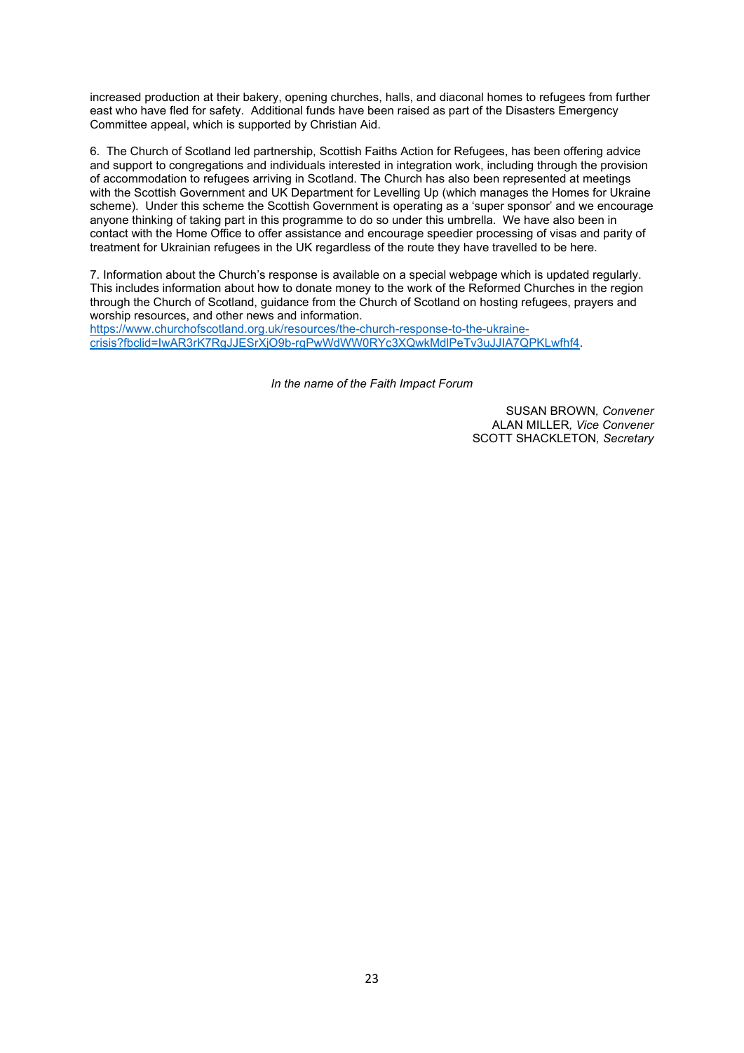increased production at their bakery, opening churches, halls, and diaconal homes to refugees from further east who have fled for safety. Additional funds have been raised as part of the Disasters Emergency Committee appeal, which is supported by Christian Aid.

6. The Church of Scotland led partnership, Scottish Faiths Action for Refugees, has been offering advice and support to congregations and individuals interested in integration work, including through the provision of accommodation to refugees arriving in Scotland. The Church has also been represented at meetings with the Scottish Government and UK Department for Levelling Up (which manages the Homes for Ukraine scheme). Under this scheme the Scottish Government is operating as a 'super sponsor' and we encourage anyone thinking of taking part in this programme to do so under this umbrella. We have also been in contact with the Home Office to offer assistance and encourage speedier processing of visas and parity of treatment for Ukrainian refugees in the UK regardless of the route they have travelled to be here.

7. Information about the Church's response is available on a special webpage which is updated regularly. This includes information about how to donate money to the work of the Reformed Churches in the region through the Church of Scotland, guidance from the Church of Scotland on hosting refugees, prayers and worship resources, and other news and information.
https://www.churchofscotland.org.uk/resources/the-church-response-to-the-ukraine-crisis?fbclid=IwAR3rK7RgJJESrXjO9b-rgPwWdWW0RYc3XQwkMdlPeTv3uJJIA7QPKLwfhf4.

*In the name of the Faith Impact Forum*

SUSAN BROWN, *Convener*
ALAN MILLER, *Vice Convener*
SCOTT SHACKLETON, *Secretary*